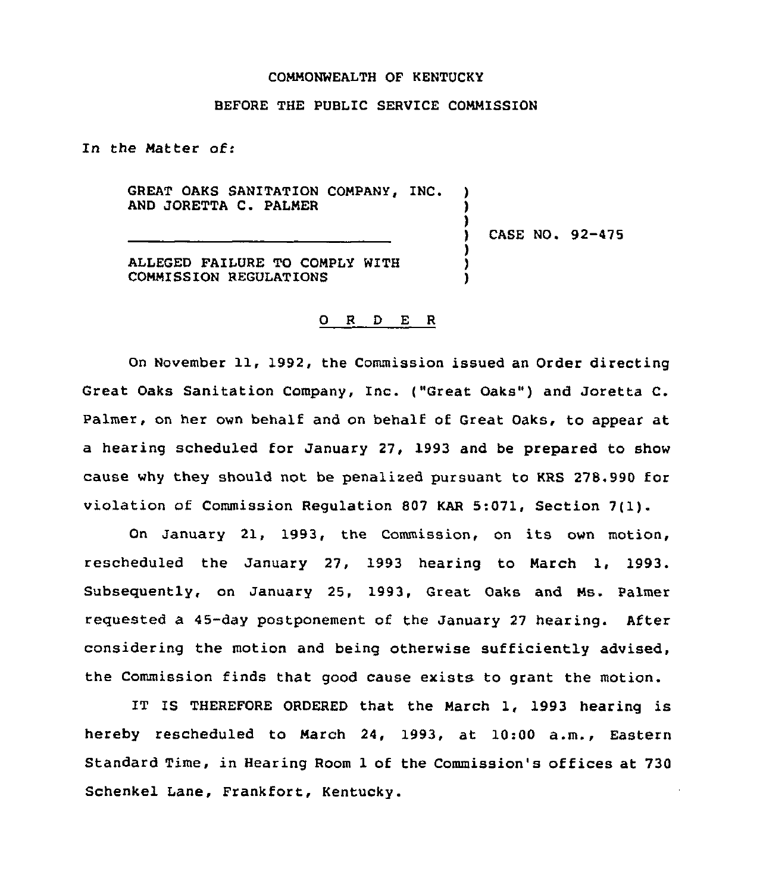COMMONWEALTH OF KENTUCKY

BEFORE THE PUBLIC SERVICE COMMISSION

In the Matter of:

GREAT OAKS SANITATION COMPANY, INC. AND JORETTA C. PALMER

ALLEGED FAILURE TO COMPLY WITH COMMISSION REGULATIONS

CASE NO. 92-475

O R D E R

On November 11, 1992, the Commission issued an Order directing Great Oaks Sanitation Company, Inc. ("Great Oaks") and Joretta C. Palmer, on her own behalf and on behalf of Great Oaks, to appear at a hearing scheduled for January 27, 1993 and be prepared to show cause why they should not be penalized pursuant to KRS 278.990 for violation of Commission Regulation 807 KAR 5:071, Section 7(1).

On January 21, 1993, the Commission, on its own motion, rescheduled the January 27, 1993 hearing to March 1, 1993. Subsequently, on January 25, 1993, Great Oaks and Ms. Palmer requested a 45-day postponement of the January 27 hearing. After considering the motion and being otherwise sufficiently advised, the Commission finds that good cause exists to grant the motion.

IT IS THEREFORE ORDERED that the March 1, 1993 hearing is hereby rescheduled to March 24, 1993, at 10:00 a.m., Eastern Standard Time, in Hearing Room 1 of the Commission's offices at 730 Schenkel Lane, Frankfort, Kentucky.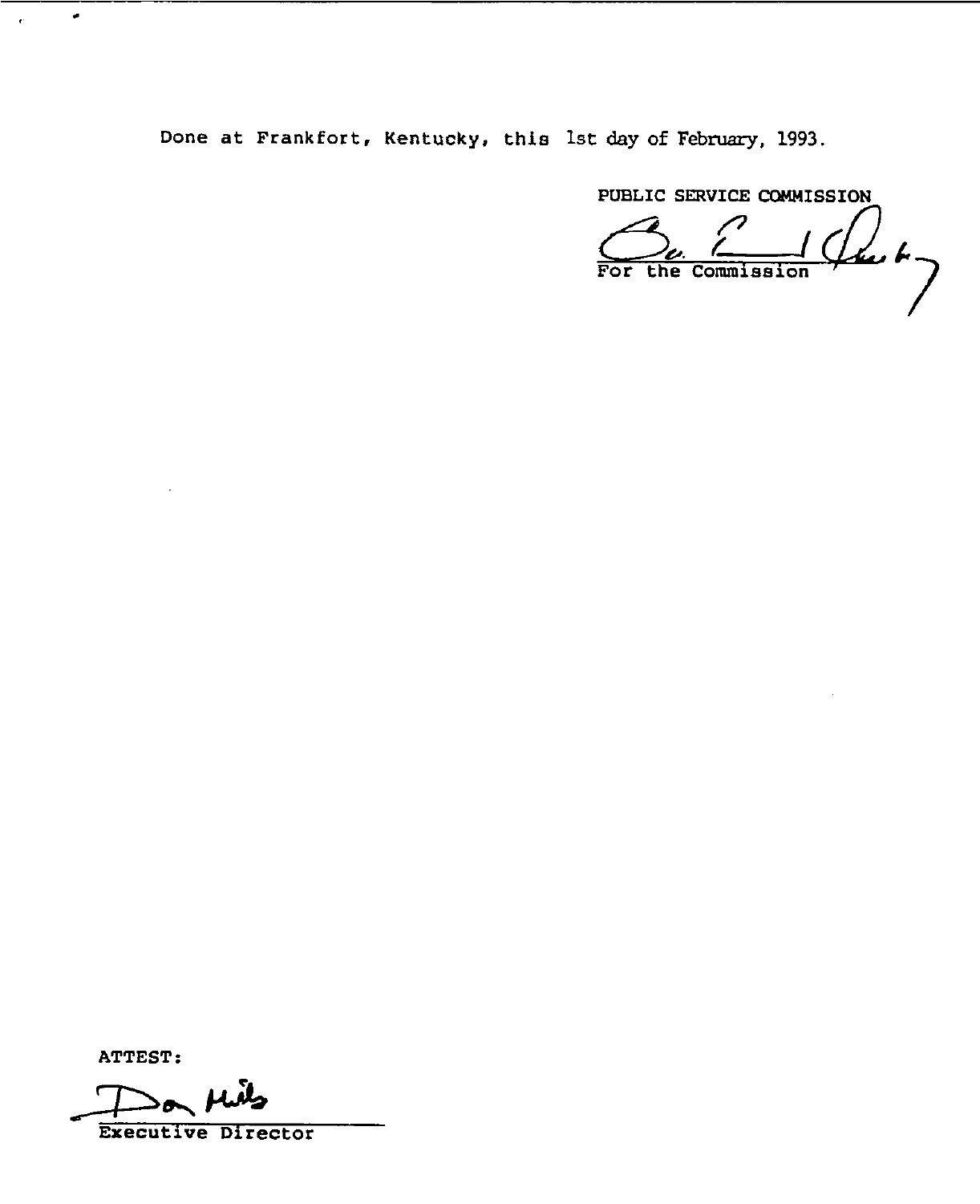Done at Frankfort, Kentucky, this 1st day of February, 1993.

PUBLIC SERVICE COMMISSION

For the Commission

ATTEST:

Executive Director